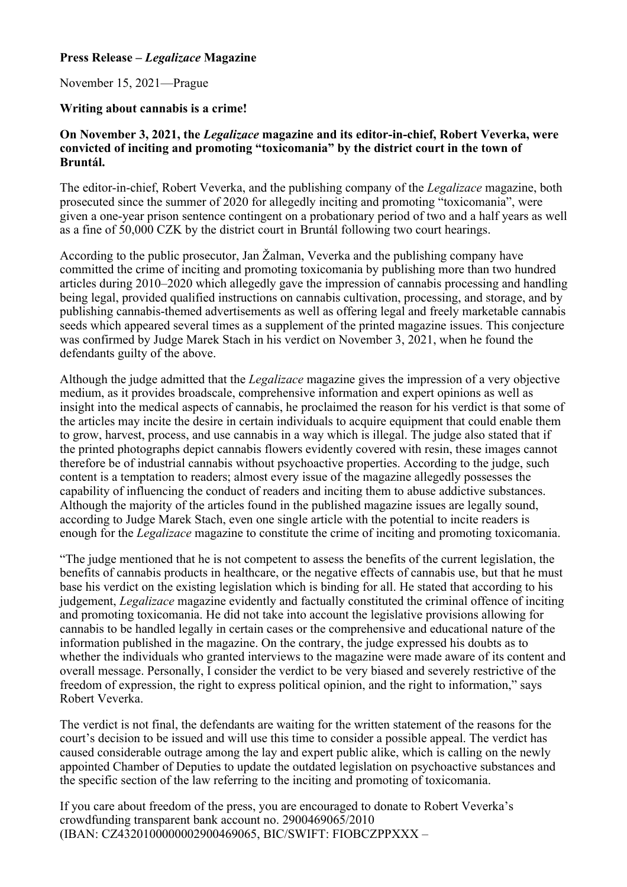**Press Release – *Legalizace* Magazine**

November 15, 2021—Prague

**Writing about cannabis is a crime!**

**On November 3, 2021, the *Legalizace* magazine and its editor-in-chief, Robert Veverka, were convicted of inciting and promoting "toxicomania" by the district court in the town of Bruntál.**

The editor-in-chief, Robert Veverka, and the publishing company of the *Legalizace* magazine, both prosecuted since the summer of 2020 for allegedly inciting and promoting "toxicomania", were given a one-year prison sentence contingent on a probationary period of two and a half years as well as a fine of 50,000 CZK by the district court in Bruntál following two court hearings.

According to the public prosecutor, Jan Žalman, Veverka and the publishing company have committed the crime of inciting and promoting toxicomania by publishing more than two hundred articles during 2010–2020 which allegedly gave the impression of cannabis processing and handling being legal, provided qualified instructions on cannabis cultivation, processing, and storage, and by publishing cannabis-themed advertisements as well as offering legal and freely marketable cannabis seeds which appeared several times as a supplement of the printed magazine issues. This conjecture was confirmed by Judge Marek Stach in his verdict on November 3, 2021, when he found the defendants guilty of the above.

Although the judge admitted that the *Legalizace* magazine gives the impression of a very objective medium, as it provides broadscale, comprehensive information and expert opinions as well as insight into the medical aspects of cannabis, he proclaimed the reason for his verdict is that some of the articles may incite the desire in certain individuals to acquire equipment that could enable them to grow, harvest, process, and use cannabis in a way which is illegal. The judge also stated that if the printed photographs depict cannabis flowers evidently covered with resin, these images cannot therefore be of industrial cannabis without psychoactive properties. According to the judge, such content is a temptation to readers; almost every issue of the magazine allegedly possesses the capability of influencing the conduct of readers and inciting them to abuse addictive substances. Although the majority of the articles found in the published magazine issues are legally sound, according to Judge Marek Stach, even one single article with the potential to incite readers is enough for the *Legalizace* magazine to constitute the crime of inciting and promoting toxicomania.

"The judge mentioned that he is not competent to assess the benefits of the current legislation, the benefits of cannabis products in healthcare, or the negative effects of cannabis use, but that he must base his verdict on the existing legislation which is binding for all. He stated that according to his judgement, *Legalizace* magazine evidently and factually constituted the criminal offence of inciting and promoting toxicomania. He did not take into account the legislative provisions allowing for cannabis to be handled legally in certain cases or the comprehensive and educational nature of the information published in the magazine. On the contrary, the judge expressed his doubts as to whether the individuals who granted interviews to the magazine were made aware of its content and overall message. Personally, I consider the verdict to be very biased and severely restrictive of the freedom of expression, the right to express political opinion, and the right to information," says Robert Veverka.

The verdict is not final, the defendants are waiting for the written statement of the reasons for the court's decision to be issued and will use this time to consider a possible appeal. The verdict has caused considerable outrage among the lay and expert public alike, which is calling on the newly appointed Chamber of Deputies to update the outdated legislation on psychoactive substances and the specific section of the law referring to the inciting and promoting of toxicomania.

If you care about freedom of the press, you are encouraged to donate to Robert Veverka's crowdfunding transparent bank account no. 2900469065/2010
(IBAN: CZ4320100000002900469065, BIC/SWIFT: FIOBCZPPXXX –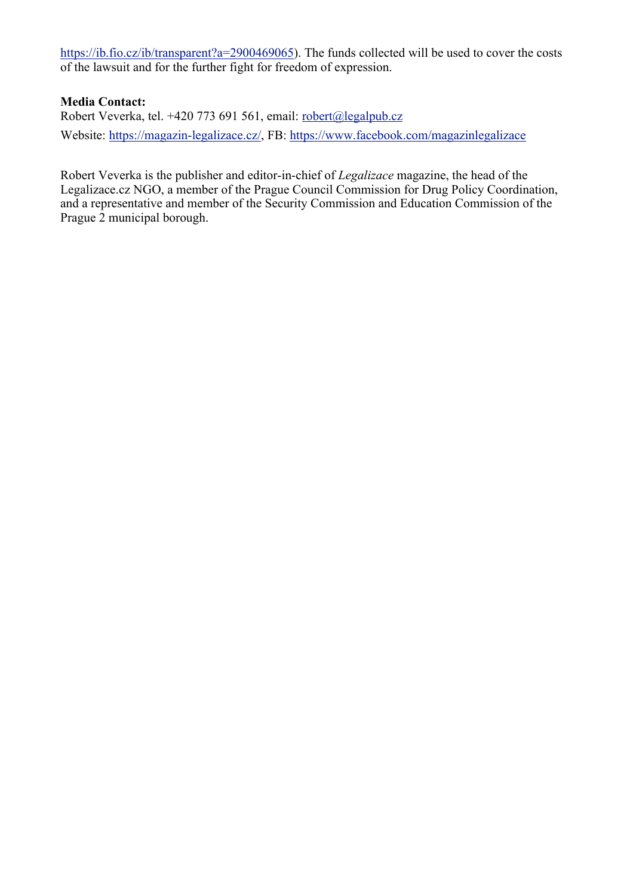https://ib.fio.cz/ib/transparent?a=2900469065). The funds collected will be used to cover the costs of the lawsuit and for the further fight for freedom of expression.

**Media Contact:**
Robert Veverka, tel. +420 773 691 561, email: robert@legalpub.cz
Website: https://magazin-legalizace.cz/, FB: https://www.facebook.com/magazinlegalizace

Robert Veverka is the publisher and editor-in-chief of *Legalizace* magazine, the head of the Legalizace.cz NGO, a member of the Prague Council Commission for Drug Policy Coordination, and a representative and member of the Security Commission and Education Commission of the Prague 2 municipal borough.